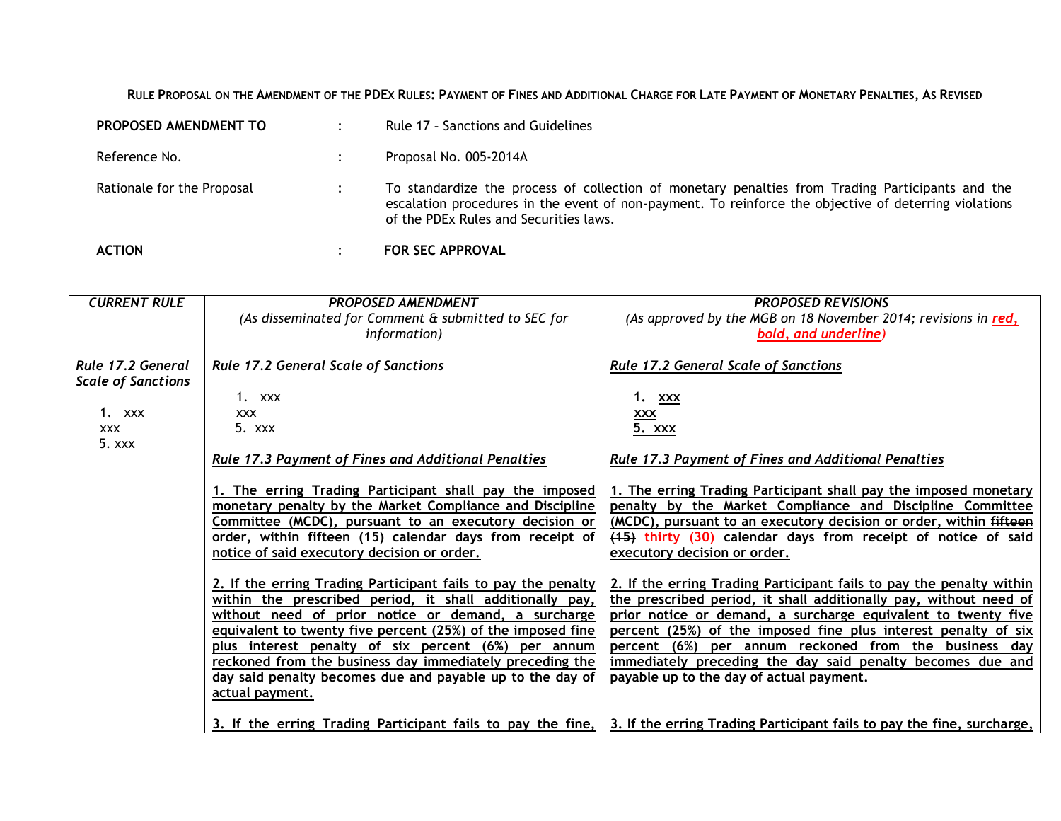**RULE PROPOSAL ON THE AMENDMENT OF THE PDEX RULES: PAYMENT OF FINES AND ADDITIONAL CHARGE FOR LATE PAYMENT OF MONETARY PENALTIES, AS REVISED**

| | | |
|---|---|---|
| **PROPOSED AMENDMENT TO** | : | Rule 17 – Sanctions and Guidelines |
| Reference No. | : | Proposal No. 005-2014A |
| Rationale for the Proposal | : | To standardize the process of collection of monetary penalties from Trading Participants and the escalation procedures in the event of non-payment. To reinforce the objective of deterring violations of the PDEx Rules and Securities laws. |
| **ACTION** | : | **FOR SEC APPROVAL** |

| *CURRENT RULE* | *PROPOSED AMENDMENT* (As disseminated for Comment & submitted to SEC for information) | *PROPOSED REVISIONS* (As approved by the MGB on 18 November 2014; revisions in ***red, bold, and underline***) |
|---|---|---|
| *Rule 17.2 General Scale of Sanctions*<br><br>1. xxx<br>xxx<br>5. xxx | *Rule 17.2 General Scale of Sanctions*<br><br>1. xxx<br>xxx<br>5. xxx<br><br>*Rule 17.3 Payment of Fines and Additional Penalties*<br><br>1. The erring Trading Participant shall pay the imposed monetary penalty by the Market Compliance and Discipline Committee (MCDC), pursuant to an executory decision or order, within fifteen (15) calendar days from receipt of notice of said executory decision or order.<br><br>2. If the erring Trading Participant fails to pay the penalty within the prescribed period, it shall additionally pay, without need of prior notice or demand, a surcharge equivalent to twenty five percent (25%) of the imposed fine plus interest penalty of six percent (6%) per annum reckoned from the business day immediately preceding the day said penalty becomes due and payable up to the day of actual payment.<br><br>3. If the erring Trading Participant fails to pay the fine, | *Rule 17.2 General Scale of Sanctions*<br><br>**1. xxx**<br>**xxx**<br>**5. xxx**<br><br>*Rule 17.3 Payment of Fines and Additional Penalties*<br><br>**1. The erring Trading Participant shall pay the imposed monetary penalty by the Market Compliance and Discipline Committee (MCDC), pursuant to an executory decision or order, within ~~fifteen (15)~~ thirty (30) calendar days from receipt of notice of said executory decision or order.**<br><br>**2. If the erring Trading Participant fails to pay the penalty within the prescribed period, it shall additionally pay, without need of prior notice or demand, a surcharge equivalent to twenty five percent (25%) of the imposed fine plus interest penalty of six percent (6%) per annum reckoned from the business day immediately preceding the day said penalty becomes due and payable up to the day of actual payment.**<br><br>**3. If the erring Trading Participant fails to pay the fine, surcharge,** |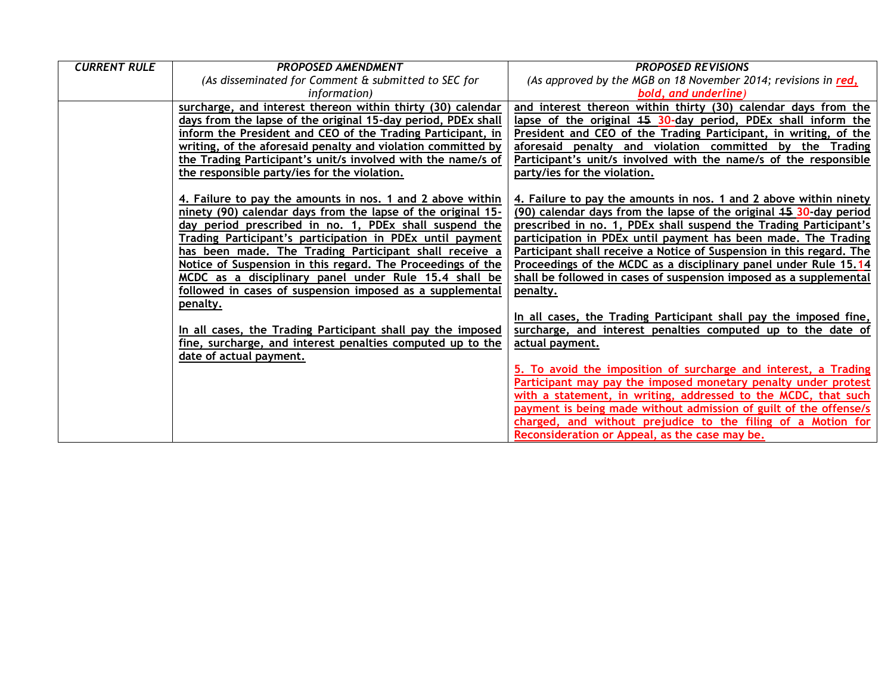| *CURRENT RULE* | *PROPOSED AMENDMENT*<br>*(As disseminated for Comment & submitted to SEC for information)* | *PROPOSED REVISIONS*<br>*(As approved by the MGB on 18 November 2014; revisions in **red, bold, and underline**)* |
|---|---|---|
| | **surcharge, and interest thereon within thirty (30) calendar days from the lapse of the original 15-day period, PDEx shall inform the President and CEO of the Trading Participant, in writing, of the aforesaid penalty and violation committed by the Trading Participant's unit/s involved with the name/s of the responsible party/ies for the violation.**<br><br>**4. Failure to pay the amounts in nos. 1 and 2 above within ninety (90) calendar days from the lapse of the original 15-day period prescribed in no. 1, PDEx shall suspend the Trading Participant's participation in PDEx until payment has been made. The Trading Participant shall receive a Notice of Suspension in this regard. The Proceedings of the MCDC as a disciplinary panel under Rule 15.4 shall be followed in cases of suspension imposed as a supplemental penalty.**<br><br>**In all cases, the Trading Participant shall pay the imposed fine, surcharge, and interest penalties computed up to the date of actual payment.** | **and interest thereon within thirty (30) calendar days from the lapse of the original ~~15~~ 30-day period, PDEx shall inform the President and CEO of the Trading Participant, in writing, of the aforesaid penalty and violation committed by the Trading Participant's unit/s involved with the name/s of the responsible party/ies for the violation.**<br><br>**4. Failure to pay the amounts in nos. 1 and 2 above within ninety (90) calendar days from the lapse of the original ~~15~~ 30-day period prescribed in no. 1, PDEx shall suspend the Trading Participant's participation in PDEx until payment has been made. The Trading Participant shall receive a Notice of Suspension in this regard. The Proceedings of the MCDC as a disciplinary panel under Rule 15.14 shall be followed in cases of suspension imposed as a supplemental penalty.**<br><br>**In all cases, the Trading Participant shall pay the imposed fine, surcharge, and interest penalties computed up to the date of actual payment.**<br><br>**5. To avoid the imposition of surcharge and interest, a Trading Participant may pay the imposed monetary penalty under protest with a statement, in writing, addressed to the MCDC, that such payment is being made without admission of guilt of the offense/s charged, and without prejudice to the filing of a Motion for Reconsideration or Appeal, as the case may be.** |